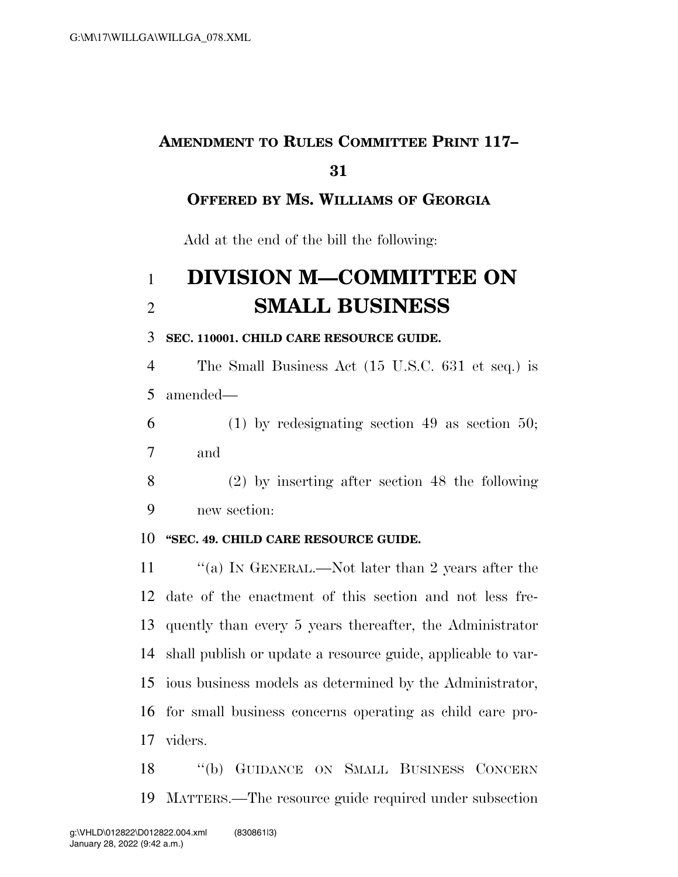**AMENDMENT TO RULES COMMITTEE PRINT 117–31**

**OFFERED BY MS. WILLIAMS OF GEORGIA**

Add at the end of the bill the following:

# DIVISION M—COMMITTEE ON SMALL BUSINESS

**SEC. 110001. CHILD CARE RESOURCE GUIDE.**

The Small Business Act (15 U.S.C. 631 et seq.) is amended—

(1) by redesignating section 49 as section 50; and

(2) by inserting after section 48 the following new section:

**"SEC. 49. CHILD CARE RESOURCE GUIDE.**

"(a) IN GENERAL.—Not later than 2 years after the date of the enactment of this section and not less frequently than every 5 years thereafter, the Administrator shall publish or update a resource guide, applicable to various business models as determined by the Administrator, for small business concerns operating as child care providers.

"(b) GUIDANCE ON SMALL BUSINESS CONCERN MATTERS.—The resource guide required under subsection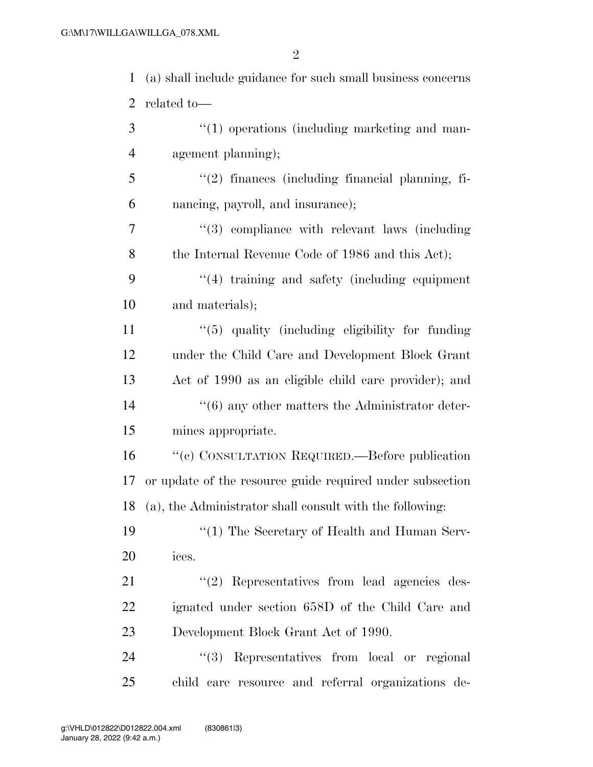(a) shall include guidance for such small business concerns related to—

"(1) operations (including marketing and management planning);

"(2) finances (including financial planning, financing, payroll, and insurance);

"(3) compliance with relevant laws (including the Internal Revenue Code of 1986 and this Act);

"(4) training and safety (including equipment and materials);

"(5) quality (including eligibility for funding under the Child Care and Development Block Grant Act of 1990 as an eligible child care provider); and

"(6) any other matters the Administrator determines appropriate.

"(c) CONSULTATION REQUIRED.—Before publication or update of the resource guide required under subsection (a), the Administrator shall consult with the following:

"(1) The Secretary of Health and Human Services.

"(2) Representatives from lead agencies designated under section 658D of the Child Care and Development Block Grant Act of 1990.

"(3) Representatives from local or regional child care resource and referral organizations de-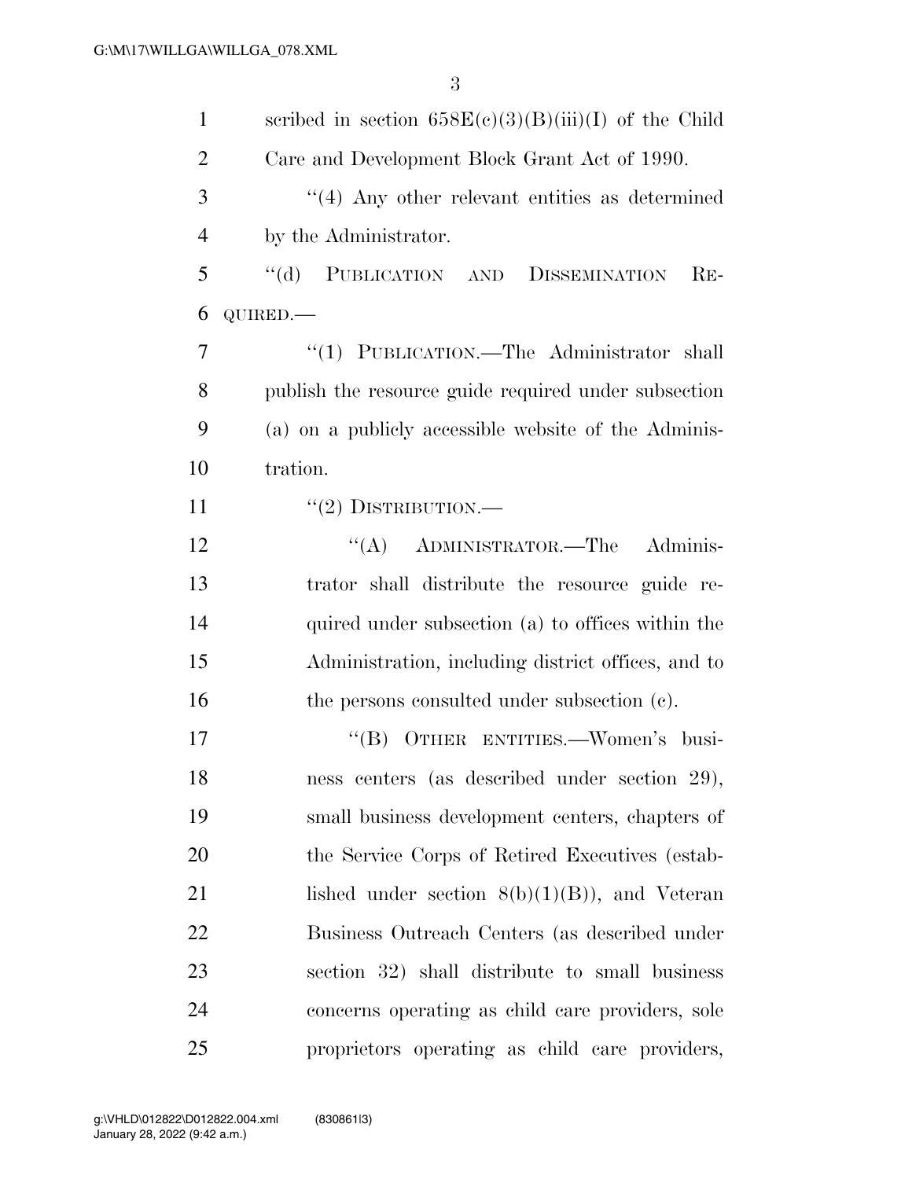scribed in section 658E(c)(3)(B)(iii)(I) of the Child Care and Development Block Grant Act of 1990.

"(4) Any other relevant entities as determined by the Administrator.

"(d) PUBLICATION AND DISSEMINATION REQUIRED.—

"(1) PUBLICATION.—The Administrator shall publish the resource guide required under subsection (a) on a publicly accessible website of the Administration.

"(2) DISTRIBUTION.—

"(A) ADMINISTRATOR.—The Administrator shall distribute the resource guide required under subsection (a) to offices within the Administration, including district offices, and to the persons consulted under subsection (c).

"(B) OTHER ENTITIES.—Women's business centers (as described under section 29), small business development centers, chapters of the Service Corps of Retired Executives (established under section 8(b)(1)(B)), and Veteran Business Outreach Centers (as described under section 32) shall distribute to small business concerns operating as child care providers, sole proprietors operating as child care providers,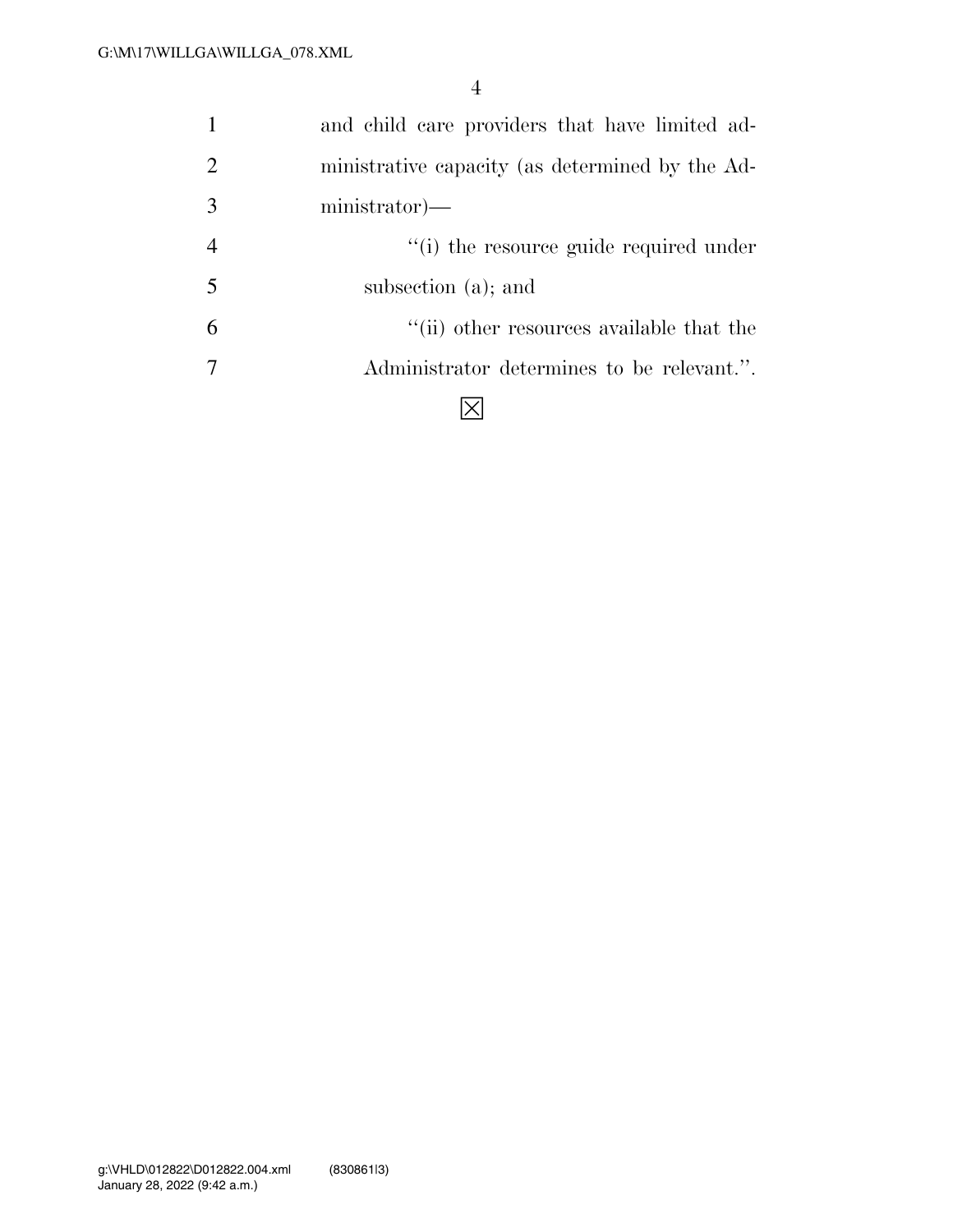and child care providers that have limited administrative capacity (as determined by the Administrator)—

''(i) the resource guide required under subsection (a); and

''(ii) other resources available that the Administrator determines to be relevant.''.